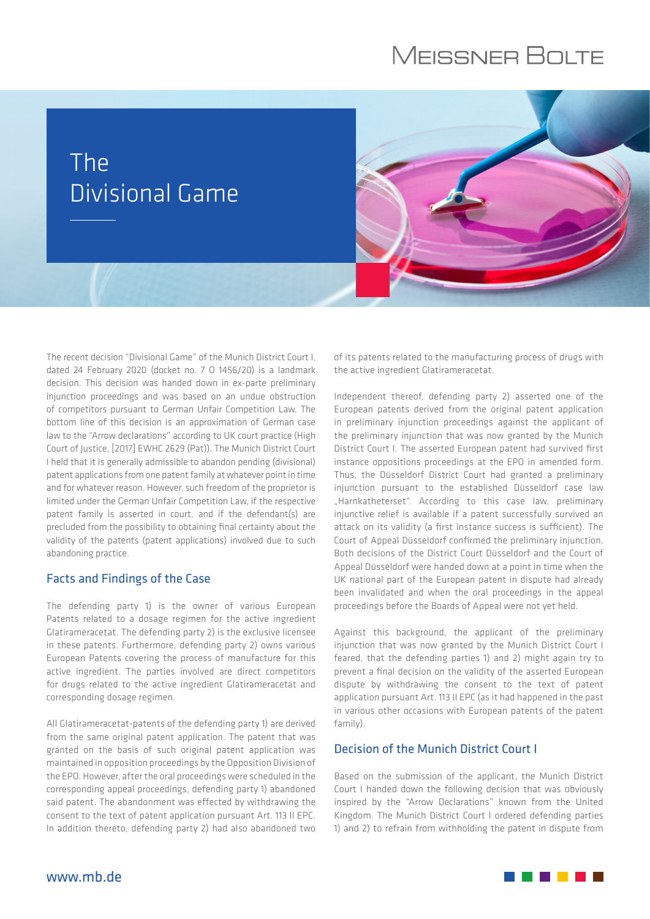# The Divisional Game

The recent decision "Divisional Game" of the Munich District Court I, dated 24 February 2020 (docket no. 7 O 1456/20) is a landmark decision. This decision was handed down in ex-parte preliminary injunction proceedings and was based on an undue obstruction of competitors pursuant to German Unfair Competition Law. The bottom line of this decision is an approximation of German case law to the "Arrow declarations" according to UK court practice (High Court of Justice, [2017] EWHC 2629 (Pat)). The Munich District Court I held that it is generally admissible to abandon pending (divisional) patent applications from one patent family at whatever point in time and for whatever reason. However, such freedom of the proprietor is limited under the German Unfair Competition Law, if the respective patent family is asserted in court, and if the defendant(s) are precluded from the possibility to obtaining final certainty about the validity of the patents (patent applications) involved due to such abandoning practice.

## Facts and Findings of the Case

The defending party 1) is the owner of various European Patents related to a dosage regimen for the active ingredient Glatirameracetat. The defending party 2) is the exclusive licensee in these patents. Furthermore, defending party 2) owns various European Patents covering the process of manufacture for this active ingredient. The parties involved are direct competitors for drugs related to the active ingredient Glatirameracetat and corresponding dosage regimen.

All Glatirameracetat-patents of the defending party 1) are derived from the same original patent application. The patent that was granted on the basis of such original patent application was maintained in opposition proceedings by the Opposition Division of the EPO. However, after the oral proceedings were scheduled in the corresponding appeal proceedings, defending party 1) abandoned said patent. The abandonment was effected by withdrawing the consent to the text of patent application pursuant Art. 113 II EPC. In addition thereto, defending party 2) had also abandoned two of its patents related to the manufacturing process of drugs with the active ingredient Glatirameracetat.

Independent thereof, defending party 2) asserted one of the European patents derived from the original patent application in preliminary injunction proceedings against the applicant of the preliminary injunction that was now granted by the Munich District Court I. The asserted European patent had survived first instance oppositions proceedings at the EPO in amended form. Thus, the Düsseldorf District Court had granted a preliminary injunction pursuant to the established Düsseldorf case law „Harnkatheterset". According to this case law, preliminary injunctive relief is available if a patent successfully survived an attack on its validity (a first instance success is sufficient). The Court of Appeal Düsseldorf confirmed the preliminary injunction. Both decisions of the District Court Düsseldorf and the Court of Appeal Düsseldorf were handed down at a point in time when the UK national part of the European patent in dispute had already been invalidated and when the oral proceedings in the appeal proceedings before the Boards of Appeal were not yet held.

Against this background, the applicant of the preliminary injunction that was now granted by the Munich District Court I feared, that the defending parties 1) and 2) might again try to prevent a final decision on the validity of the asserted European dispute by withdrawing the consent to the text of patent application pursuant Art. 113 II EPC (as it had happened in the past in various other occasions with European patents of the patent family).

## Decision of the Munich District Court I

Based on the submission of the applicant, the Munich District Court I handed down the following decision that was obviously inspired by the "Arrow Declarations" known from the United Kingdom. The Munich District Court I ordered defending parties 1) and 2) to refrain from withholding the patent in dispute from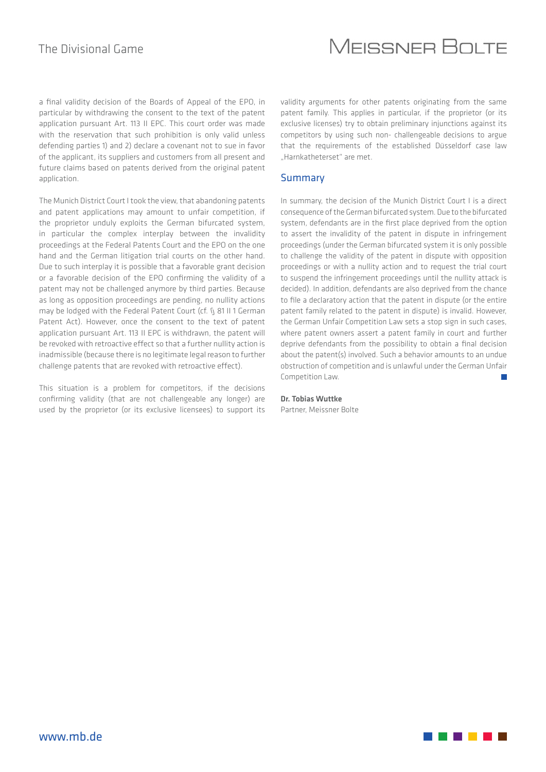a final validity decision of the Boards of Appeal of the EPO, in particular by withdrawing the consent to the text of the patent application pursuant Art. 113 II EPC. This court order was made with the reservation that such prohibition is only valid unless defending parties 1) and 2) declare a covenant not to sue in favor of the applicant, its suppliers and customers from all present and future claims based on patents derived from the original patent application.

The Munich District Court I took the view, that abandoning patents and patent applications may amount to unfair competition, if the proprietor unduly exploits the German bifurcated system, in particular the complex interplay between the invalidity proceedings at the Federal Patents Court and the EPO on the one hand and the German litigation trial courts on the other hand. Due to such interplay it is possible that a favorable grant decision or a favorable decision of the EPO confirming the validity of a patent may not be challenged anymore by third parties. Because as long as opposition proceedings are pending, no nullity actions may be lodged with the Federal Patent Court (cf. § 81 II 1 German Patent Act). However, once the consent to the text of patent application pursuant Art. 113 II EPC is withdrawn, the patent will be revoked with retroactive effect so that a further nullity action is inadmissible (because there is no legitimate legal reason to further challenge patents that are revoked with retroactive effect).

This situation is a problem for competitors, if the decisions confirming validity (that are not challengeable any longer) are used by the proprietor (or its exclusive licensees) to support its validity arguments for other patents originating from the same patent family. This applies in particular, if the proprietor (or its exclusive licenses) try to obtain preliminary injunctions against its competitors by using such non- challengeable decisions to argue that the requirements of the established Düsseldorf case law „Harnkatheterset" are met.

## Summary

In summary, the decision of the Munich District Court I is a direct consequence of the German bifurcated system. Due to the bifurcated system, defendants are in the first place deprived from the option to assert the invalidity of the patent in dispute in infringement proceedings (under the German bifurcated system it is only possible to challenge the validity of the patent in dispute with opposition proceedings or with a nullity action and to request the trial court to suspend the infringement proceedings until the nullity attack is decided). In addition, defendants are also deprived from the chance to file a declaratory action that the patent in dispute (or the entire patent family related to the patent in dispute) is invalid. However, the German Unfair Competition Law sets a stop sign in such cases, where patent owners assert a patent family in court and further deprive defendants from the possibility to obtain a final decision about the patent(s) involved. Such a behavior amounts to an undue obstruction of competition and is unlawful under the German Unfair Competition Law.

**Dr. Tobias Wuttke**
Partner, Meissner Bolte